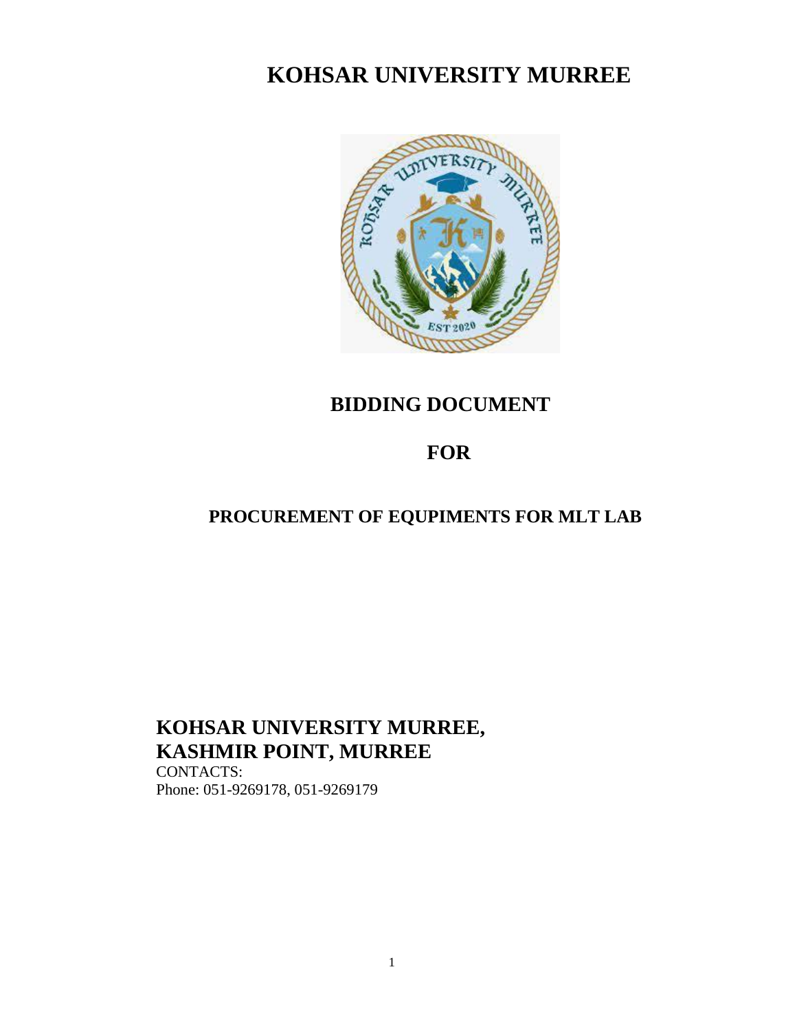# KOHSAR UNIVERSITY MURREE

## BIDDING DOCUMENT

## FOR

### PROCUREMENT OF EQUPIMENTS FOR MLT LAB

## KOHSAR UNIVERSITY MURREE, KASHMIR POINT, MURREE

CONTACTS:
Phone: 051-9269178, 051-9269179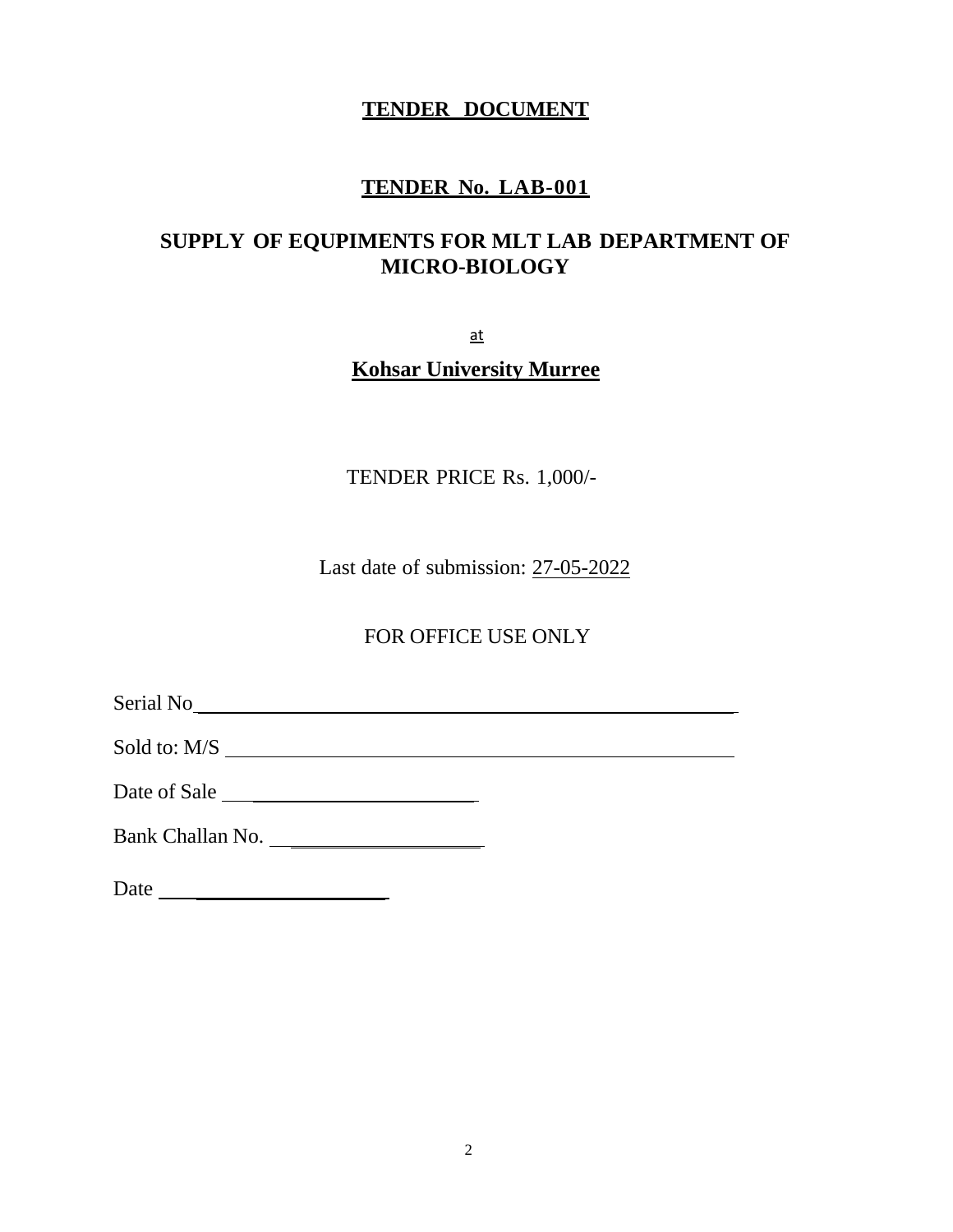# TENDER DOCUMENT

## TENDER No. LAB-001

## SUPPLY OF EQUPIMENTS FOR MLT LAB DEPARTMENT OF MICRO-BIOLOGY

at

## Kohsar University Murree

TENDER PRICE Rs. 1,000/-

Last date of submission: 27-05-2022

FOR OFFICE USE ONLY

Serial No ____________________________________________

Sold to: M/S ____________________________________________

Date of Sale ______________________

Bank Challan No. ____________________

Date ____________________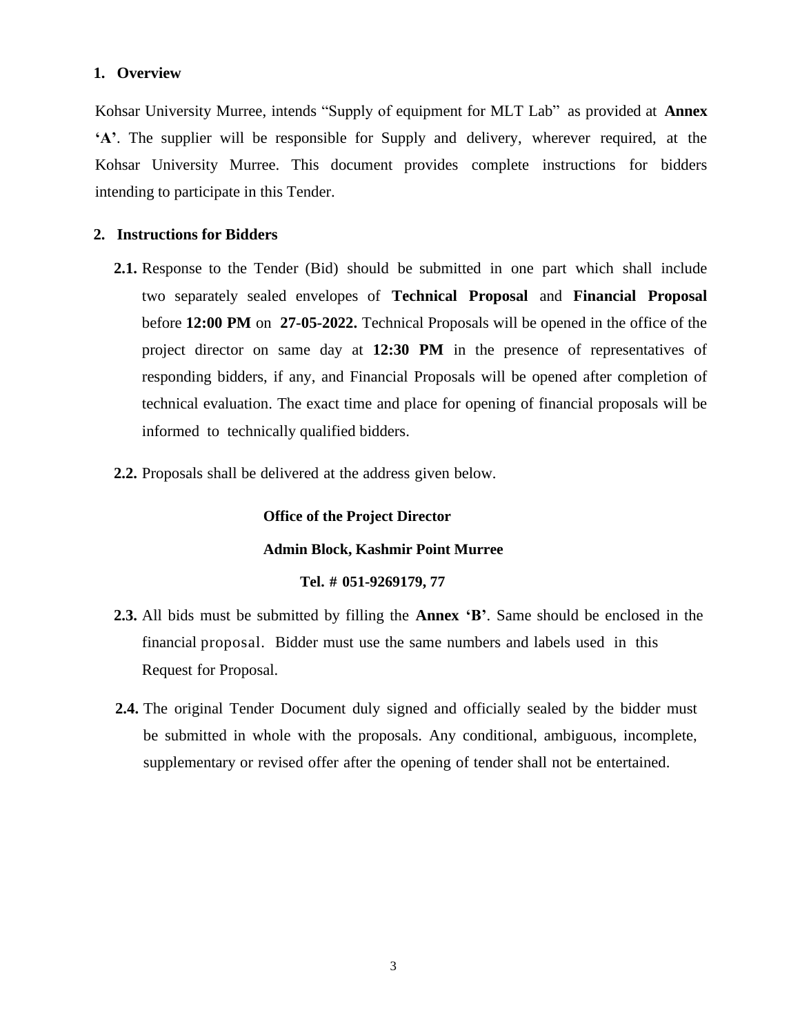## 1. Overview

Kohsar University Murree, intends "Supply of equipment for MLT Lab" as provided at **Annex 'A'**. The supplier will be responsible for Supply and delivery, wherever required, at the Kohsar University Murree. This document provides complete instructions for bidders intending to participate in this Tender.

## 2. Instructions for Bidders

**2.1.** Response to the Tender (Bid) should be submitted in one part which shall include two separately sealed envelopes of **Technical Proposal** and **Financial Proposal** before **12:00 PM** on **27-05-2022.** Technical Proposals will be opened in the office of the project director on same day at **12:30 PM** in the presence of representatives of responding bidders, if any, and Financial Proposals will be opened after completion of technical evaluation. The exact time and place for opening of financial proposals will be informed to technically qualified bidders.

**2.2.** Proposals shall be delivered at the address given below.

**Office of the Project Director**

**Admin Block, Kashmir Point Murree**

**Tel. # 051-9269179, 77**

**2.3.** All bids must be submitted by filling the **Annex 'B'**. Same should be enclosed in the financial proposal. Bidder must use the same numbers and labels used in this Request for Proposal.

**2.4.** The original Tender Document duly signed and officially sealed by the bidder must be submitted in whole with the proposals. Any conditional, ambiguous, incomplete, supplementary or revised offer after the opening of tender shall not be entertained.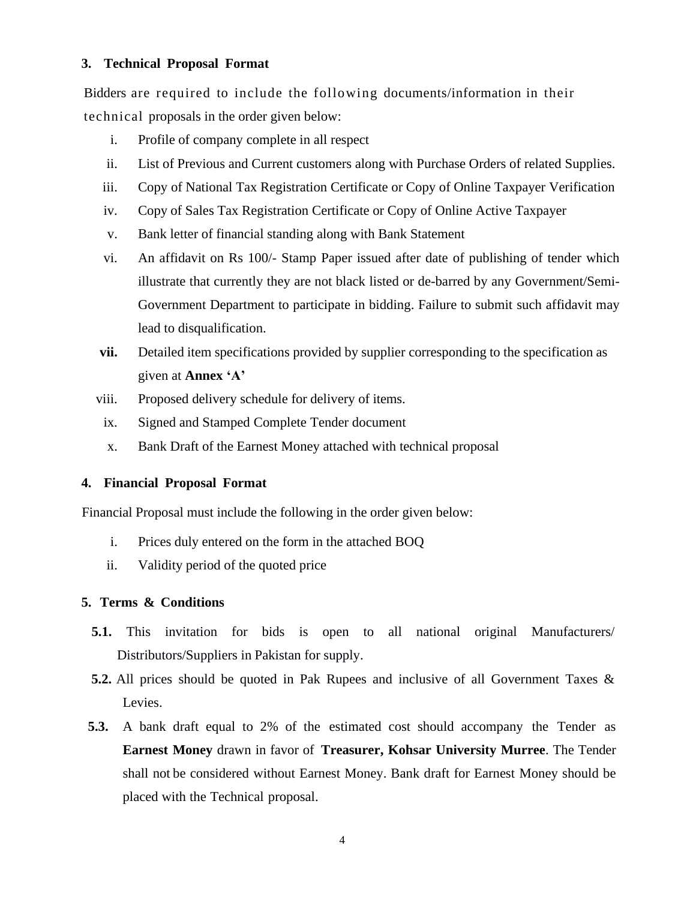## 3. Technical Proposal Format

Bidders are required to include the following documents/information in their technical proposals in the order given below:

i. Profile of company complete in all respect
ii. List of Previous and Current customers along with Purchase Orders of related Supplies.
iii. Copy of National Tax Registration Certificate or Copy of Online Taxpayer Verification
iv. Copy of Sales Tax Registration Certificate or Copy of Online Active Taxpayer
v. Bank letter of financial standing along with Bank Statement
vi. An affidavit on Rs 100/- Stamp Paper issued after date of publishing of tender which illustrate that currently they are not black listed or de-barred by any Government/Semi-Government Department to participate in bidding. Failure to submit such affidavit may lead to disqualification.
**vii.** Detailed item specifications provided by supplier corresponding to the specification as given at **Annex 'A'**
viii. Proposed delivery schedule for delivery of items.
ix. Signed and Stamped Complete Tender document
x. Bank Draft of the Earnest Money attached with technical proposal

## 4. Financial Proposal Format

Financial Proposal must include the following in the order given below:

i. Prices duly entered on the form in the attached BOQ
ii. Validity period of the quoted price

## 5. Terms & Conditions

**5.1.** This invitation for bids is open to all national original Manufacturers/ Distributors/Suppliers in Pakistan for supply.

**5.2.** All prices should be quoted in Pak Rupees and inclusive of all Government Taxes & Levies.

**5.3.** A bank draft equal to 2% of the estimated cost should accompany the Tender as **Earnest Money** drawn in favor of **Treasurer, Kohsar University Murree**. The Tender shall not be considered without Earnest Money. Bank draft for Earnest Money should be placed with the Technical proposal.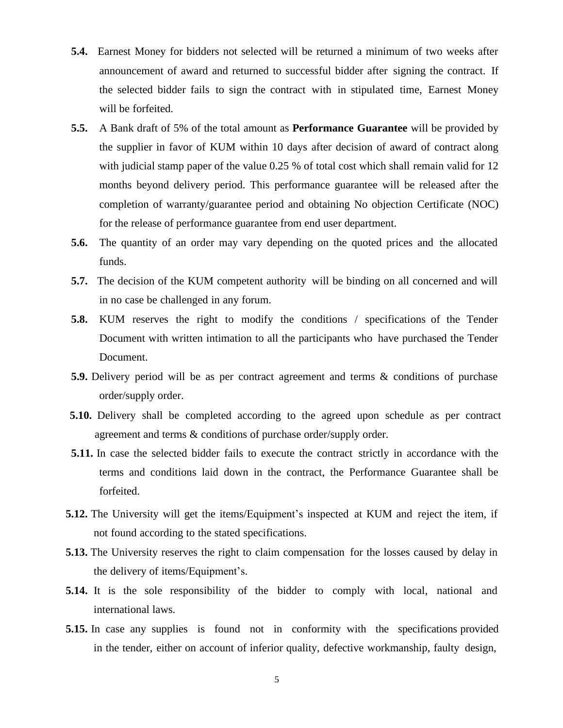**5.4.** Earnest Money for bidders not selected will be returned a minimum of two weeks after announcement of award and returned to successful bidder after signing the contract. If the selected bidder fails to sign the contract with in stipulated time, Earnest Money will be forfeited.

**5.5.** A Bank draft of 5% of the total amount as **Performance Guarantee** will be provided by the supplier in favor of KUM within 10 days after decision of award of contract along with judicial stamp paper of the value 0.25 % of total cost which shall remain valid for 12 months beyond delivery period. This performance guarantee will be released after the completion of warranty/guarantee period and obtaining No objection Certificate (NOC) for the release of performance guarantee from end user department.

**5.6.** The quantity of an order may vary depending on the quoted prices and the allocated funds.

**5.7.** The decision of the KUM competent authority will be binding on all concerned and will in no case be challenged in any forum.

**5.8.** KUM reserves the right to modify the conditions / specifications of the Tender Document with written intimation to all the participants who have purchased the Tender Document.

**5.9.** Delivery period will be as per contract agreement and terms & conditions of purchase order/supply order.

**5.10.** Delivery shall be completed according to the agreed upon schedule as per contract agreement and terms & conditions of purchase order/supply order.

**5.11.** In case the selected bidder fails to execute the contract strictly in accordance with the terms and conditions laid down in the contract, the Performance Guarantee shall be forfeited.

**5.12.** The University will get the items/Equipment's inspected at KUM and reject the item, if not found according to the stated specifications.

**5.13.** The University reserves the right to claim compensation for the losses caused by delay in the delivery of items/Equipment's.

**5.14.** It is the sole responsibility of the bidder to comply with local, national and international laws.

**5.15.** In case any supplies is found not in conformity with the specifications provided in the tender, either on account of inferior quality, defective workmanship, faulty design,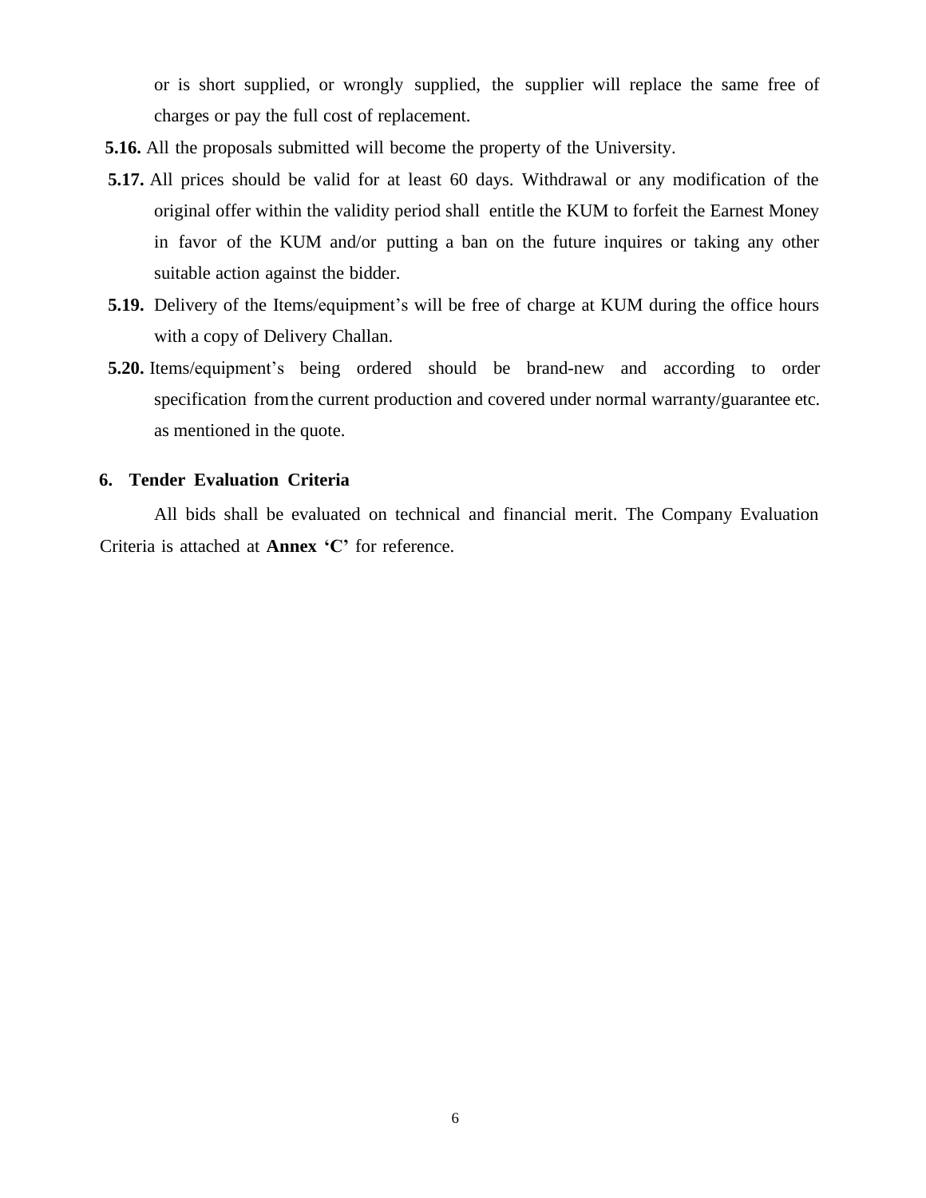or is short supplied, or wrongly supplied, the supplier will replace the same free of charges or pay the full cost of replacement.

**5.16.** All the proposals submitted will become the property of the University.

**5.17.** All prices should be valid for at least 60 days. Withdrawal or any modification of the original offer within the validity period shall entitle the KUM to forfeit the Earnest Money in favor of the KUM and/or putting a ban on the future inquires or taking any other suitable action against the bidder.

**5.19.** Delivery of the Items/equipment's will be free of charge at KUM during the office hours with a copy of Delivery Challan.

**5.20.** Items/equipment's being ordered should be brand-new and according to order specification from the current production and covered under normal warranty/guarantee etc. as mentioned in the quote.

## 6. Tender Evaluation Criteria

All bids shall be evaluated on technical and financial merit. The Company Evaluation Criteria is attached at **Annex 'C'** for reference.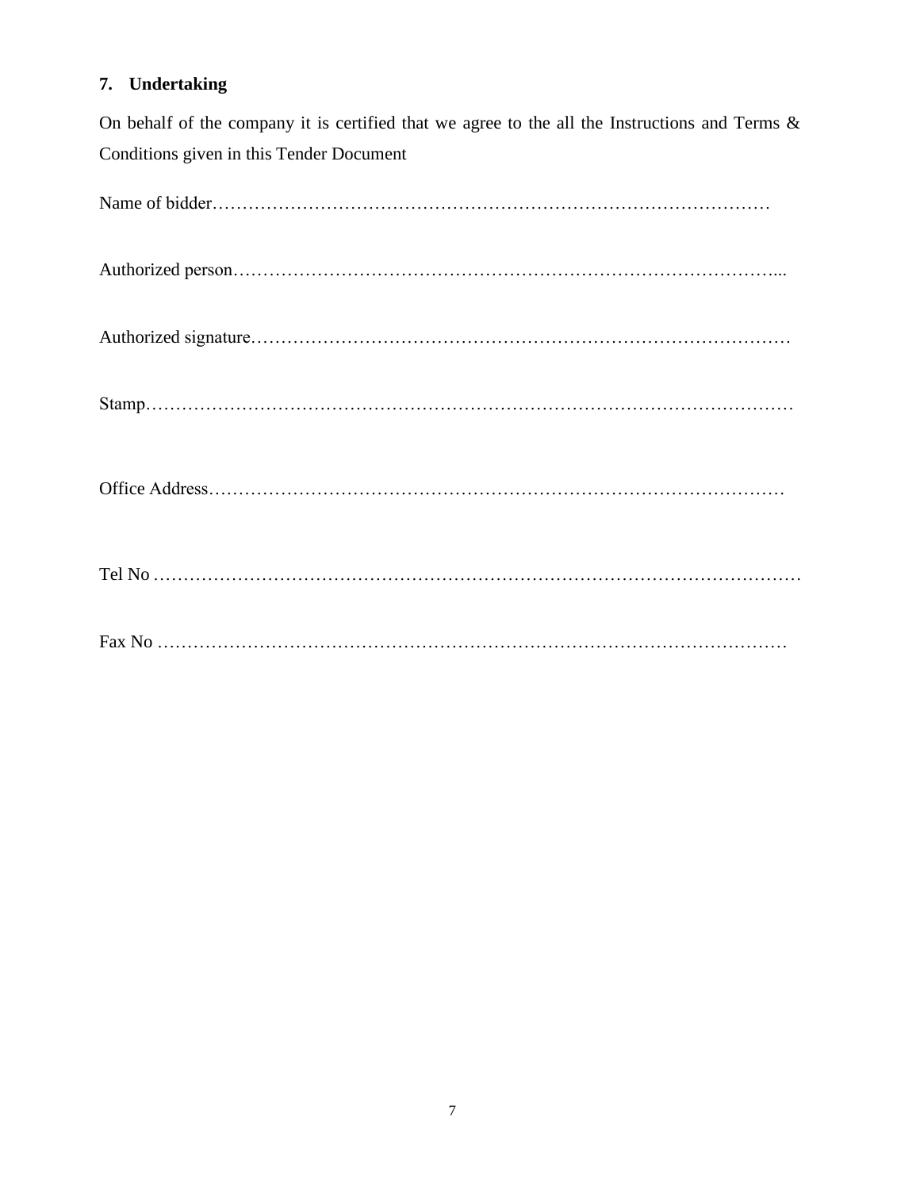## 7. Undertaking

On behalf of the company it is certified that we agree to the all the Instructions and Terms & Conditions given in this Tender Document

Name of bidder……………………………………………………………………………………

Authorized person……………………………………………………………………………...

Authorized signature………………………………………………………………………………

Stamp………………………………………………………………………………………………

Office Address……………………………………………………………………………………

Tel No ………………………………………………………………………………………………

Fax No ……………………………………………………………………………………………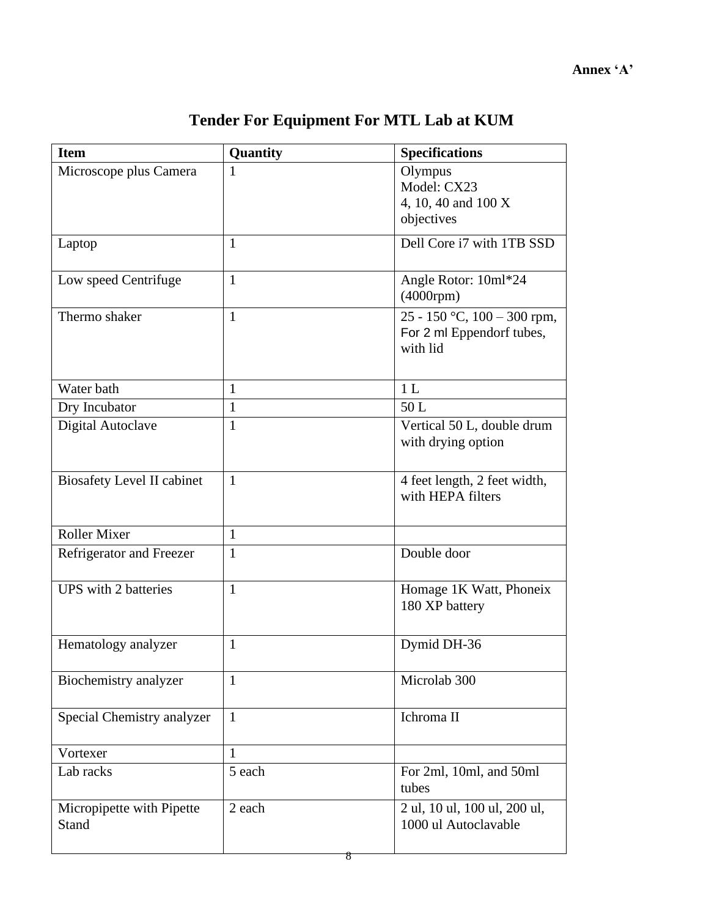**Annex 'A'**

# Tender For Equipment For MTL Lab at KUM

| Item | Quantity | Specifications |
|---|---|---|
| Microscope plus Camera | 1 | Olympus<br>Model: CX23<br>4, 10, 40 and 100 X objectives |
| Laptop | 1 | Dell Core i7 with 1TB SSD |
| Low speed Centrifuge | 1 | Angle Rotor: 10ml*24 (4000rpm) |
| Thermo shaker | 1 | 25 - 150 °C, 100 – 300 rpm, For 2 ml Eppendorf tubes, with lid |
| Water bath | 1 | 1 L |
| Dry Incubator | 1 | 50 L |
| Digital Autoclave | 1 | Vertical 50 L, double drum with drying option |
| Biosafety Level II cabinet | 1 | 4 feet length, 2 feet width, with HEPA filters |
| Roller Mixer | 1 | |
| Refrigerator and Freezer | 1 | Double door |
| UPS with 2 batteries | 1 | Homage 1K Watt, Phoneix 180 XP battery |
| Hematology analyzer | 1 | Dymid DH-36 |
| Biochemistry analyzer | 1 | Microlab 300 |
| Special Chemistry analyzer | 1 | Ichroma II |
| Vortexer | 1 | |
| Lab racks | 5 each | For 2ml, 10ml, and 50ml tubes |
| Micropipette with Pipette Stand | 2 each | 2 ul, 10 ul, 100 ul, 200 ul, 1000 ul Autoclavable |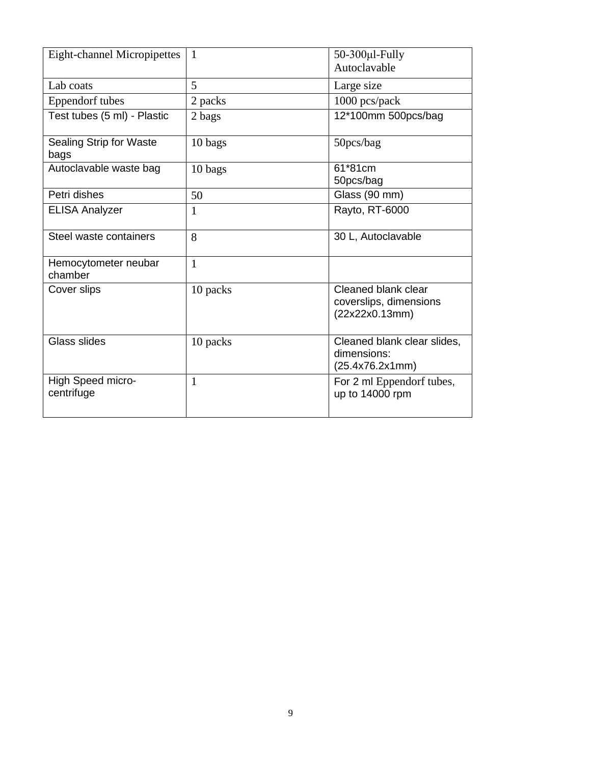| Eight-channel Micropipettes | 1 | 50-300μl-Fully Autoclavable |
|---|---|---|
| Lab coats | 5 | Large size |
| Eppendorf tubes | 2 packs | 1000 pcs/pack |
| Test tubes (5 ml) - Plastic | 2 bags | 12*100mm 500pcs/bag |
| Sealing Strip for Waste bags | 10 bags | 50pcs/bag |
| Autoclavable waste bag | 10 bags | 61*81cm 50pcs/bag |
| Petri dishes | 50 | Glass (90 mm) |
| ELISA Analyzer | 1 | Rayto, RT-6000 |
| Steel waste containers | 8 | 30 L, Autoclavable |
| Hemocytometer neubar chamber | 1 | |
| Cover slips | 10 packs | Cleaned blank clear coverslips, dimensions (22x22x0.13mm) |
| Glass slides | 10 packs | Cleaned blank clear slides, dimensions: (25.4x76.2x1mm) |
| High Speed micro-centrifuge | 1 | For 2 ml Eppendorf tubes, up to 14000 rpm |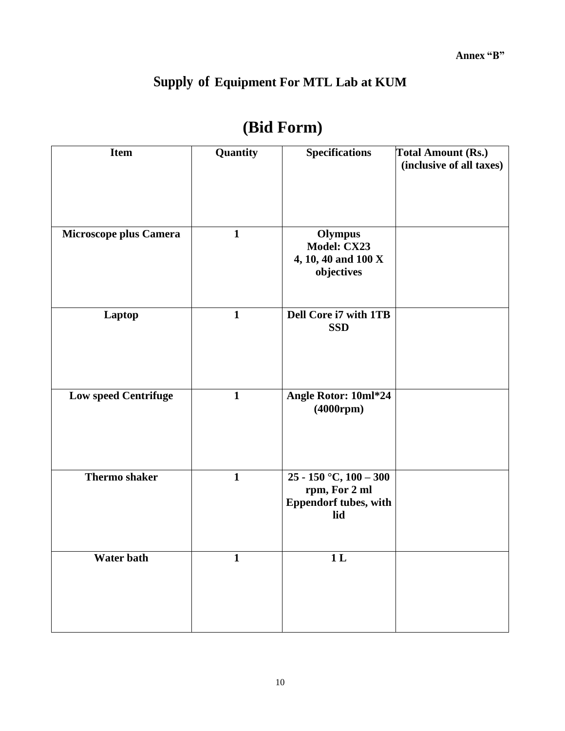**Annex "B"**

# Supply of Equipment For MTL Lab at KUM

## (Bid Form)

| Item | Quantity | Specifications | Total Amount (Rs.) (inclusive of all taxes) |
|---|---|---|---|
| Microscope plus Camera | 1 | Olympus Model: CX23 4, 10, 40 and 100 X objectives | |
| Laptop | 1 | Dell Core i7 with 1TB SSD | |
| Low speed Centrifuge | 1 | Angle Rotor: 10ml*24 (4000rpm) | |
| Thermo shaker | 1 | 25 - 150 °C, 100 – 300 rpm, For 2 ml Eppendorf tubes, with lid | |
| Water bath | 1 | 1 L | |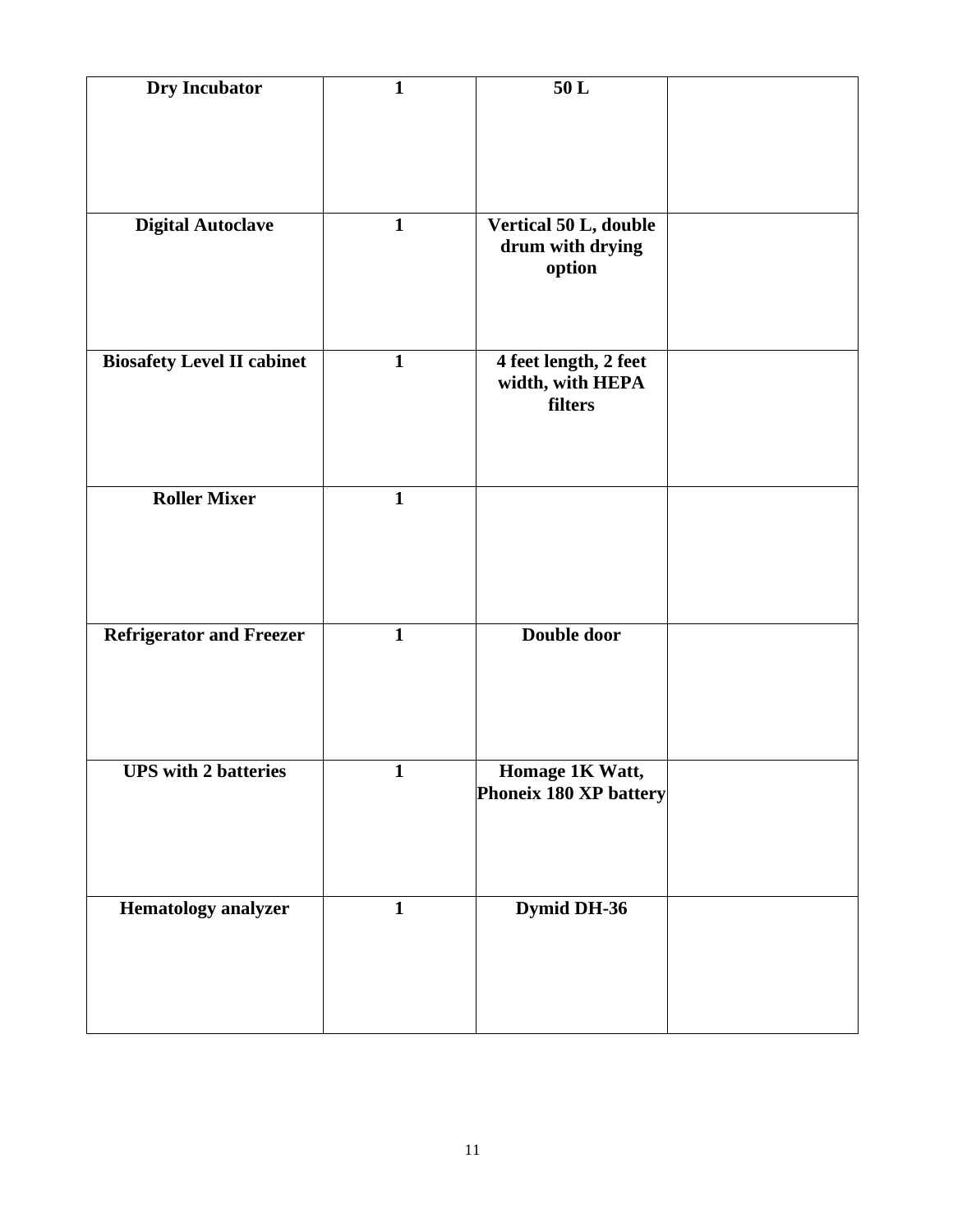| **Dry Incubator** | **1** | **50 L** | |
|---|---|---|---|
| **Digital Autoclave** | **1** | **Vertical 50 L, double drum with drying option** | |
| **Biosafety Level II cabinet** | **1** | **4 feet length, 2 feet width, with HEPA filters** | |
| **Roller Mixer** | **1** | | |
| **Refrigerator and Freezer** | **1** | **Double door** | |
| **UPS with 2 batteries** | **1** | **Homage 1K Watt, Phoneix 180 XP battery** | |
| **Hematology analyzer** | **1** | **Dymid DH-36** | |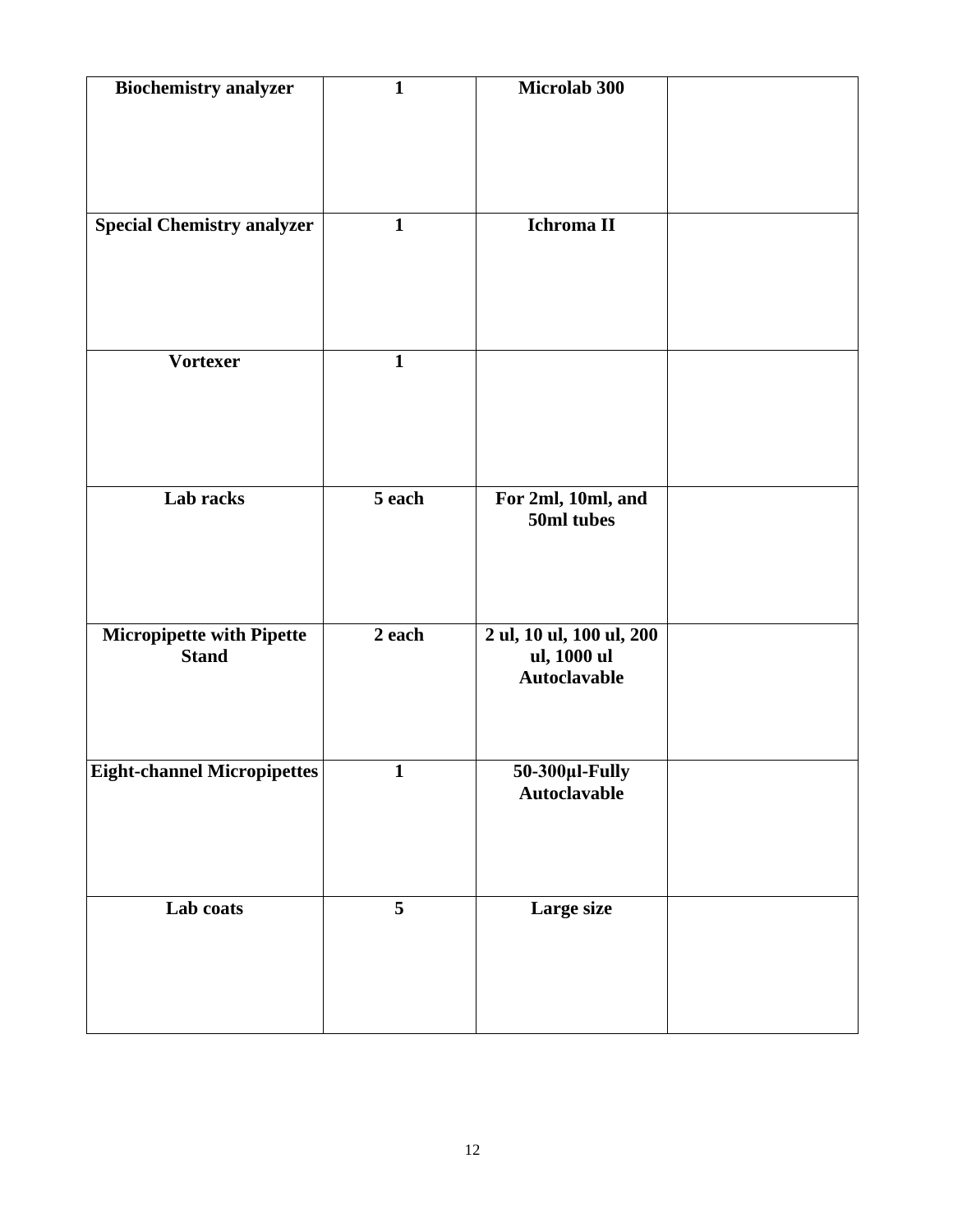| Biochemistry analyzer | 1 | Microlab 300 | |
|---|---|---|---|
| Special Chemistry analyzer | 1 | Ichroma II | |
| Vortexer | 1 | | |
| Lab racks | 5 each | For 2ml, 10ml, and 50ml tubes | |
| Micropipette with Pipette Stand | 2 each | 2 ul, 10 ul, 100 ul, 200 ul, 1000 ul Autoclavable | |
| Eight-channel Micropipettes | 1 | 50-300µl-Fully Autoclavable | |
| Lab coats | 5 | Large size | |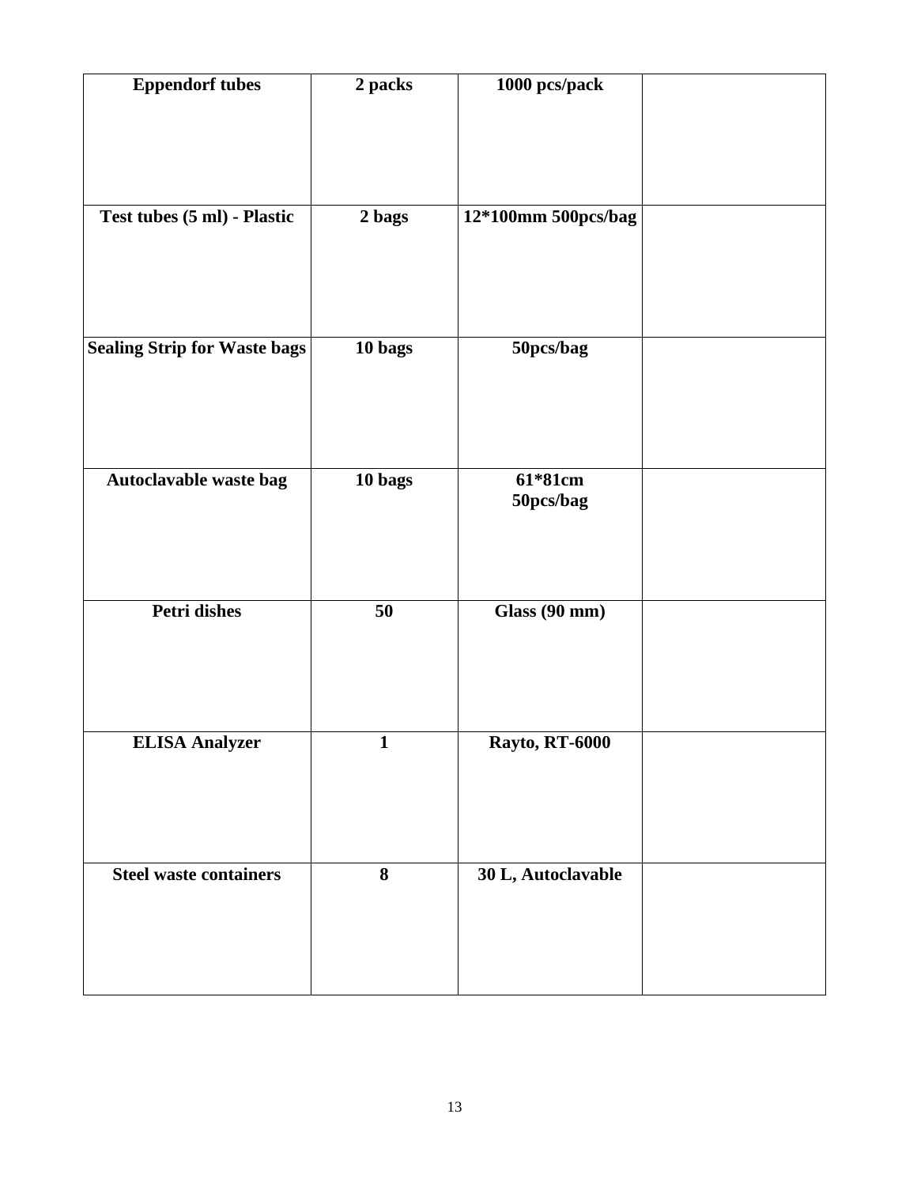| Eppendorf tubes | 2 packs | 1000 pcs/pack | |
|---|---|---|---|
| Test tubes (5 ml) - Plastic | 2 bags | 12*100mm 500pcs/bag | |
| Sealing Strip for Waste bags | 10 bags | 50pcs/bag | |
| Autoclavable waste bag | 10 bags | 61*81cm 50pcs/bag | |
| Petri dishes | 50 | Glass (90 mm) | |
| ELISA Analyzer | 1 | Rayto, RT-6000 | |
| Steel waste containers | 8 | 30 L, Autoclavable | |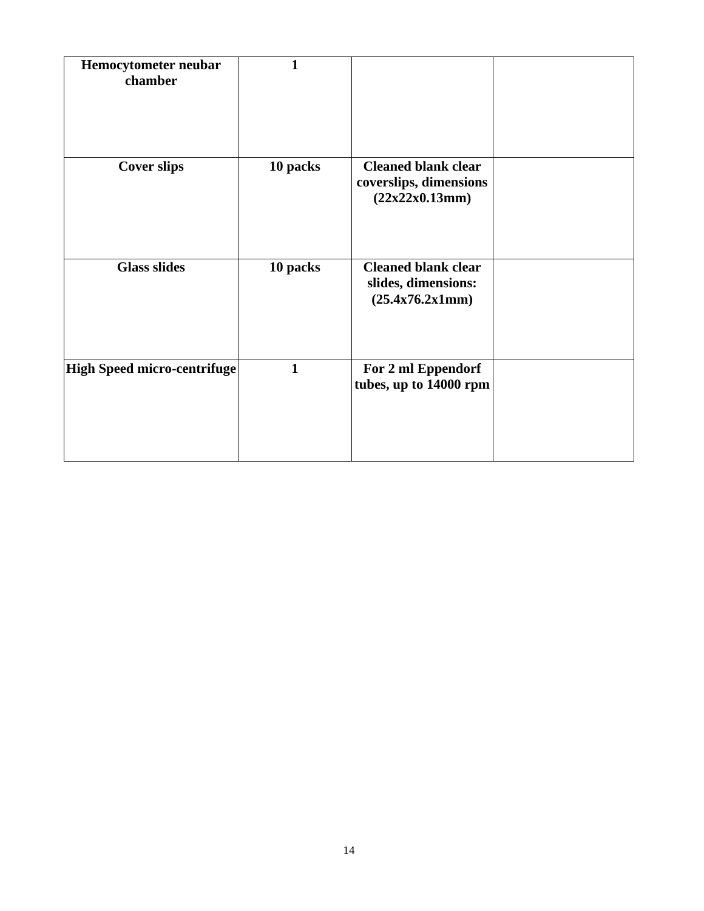| **Hemocytometer neubar chamber** | **1** | | |
|---|---|---|---|
| **Cover slips** | **10 packs** | **Cleaned blank clear coverslips, dimensions (22x22x0.13mm)** | |
| **Glass slides** | **10 packs** | **Cleaned blank clear slides, dimensions: (25.4x76.2x1mm)** | |
| **High Speed micro-centrifuge** | **1** | **For 2 ml Eppendorf tubes, up to 14000 rpm** | |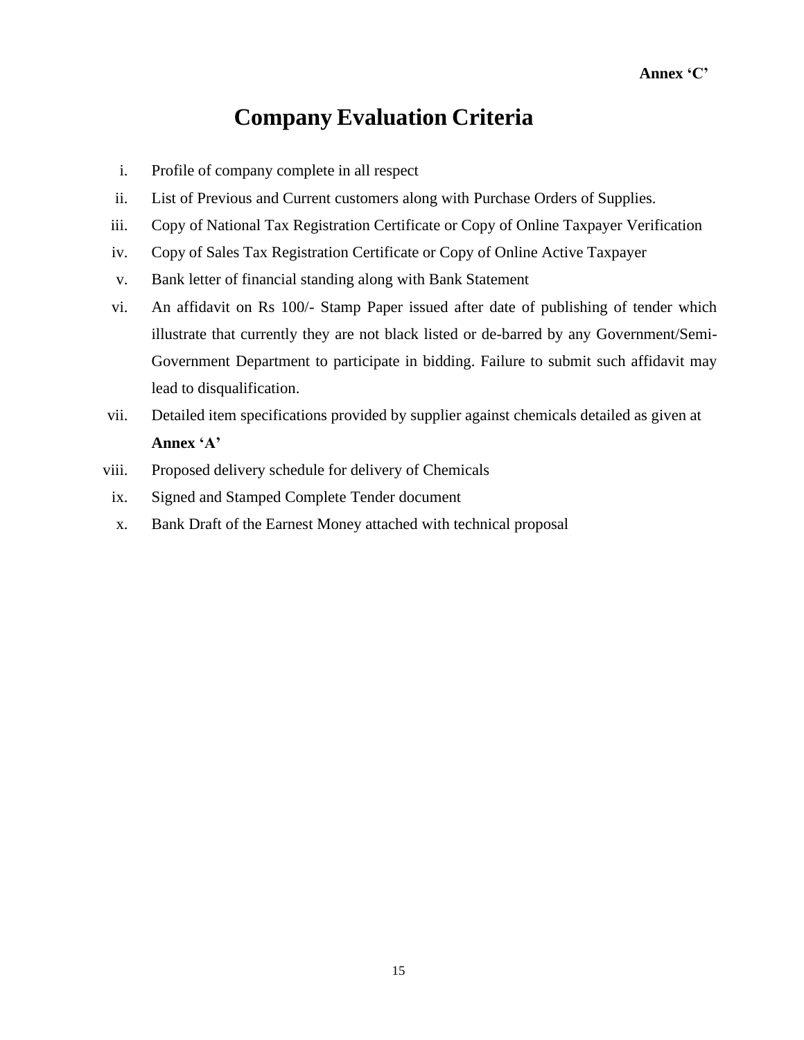**Annex 'C'**

# Company Evaluation Criteria

i. Profile of company complete in all respect

ii. List of Previous and Current customers along with Purchase Orders of Supplies.

iii. Copy of National Tax Registration Certificate or Copy of Online Taxpayer Verification

iv. Copy of Sales Tax Registration Certificate or Copy of Online Active Taxpayer

v. Bank letter of financial standing along with Bank Statement

vi. An affidavit on Rs 100/- Stamp Paper issued after date of publishing of tender which illustrate that currently they are not black listed or de-barred by any Government/Semi-Government Department to participate in bidding. Failure to submit such affidavit may lead to disqualification.

vii. Detailed item specifications provided by supplier against chemicals detailed as given at **Annex 'A'**

viii. Proposed delivery schedule for delivery of Chemicals

ix. Signed and Stamped Complete Tender document

x. Bank Draft of the Earnest Money attached with technical proposal